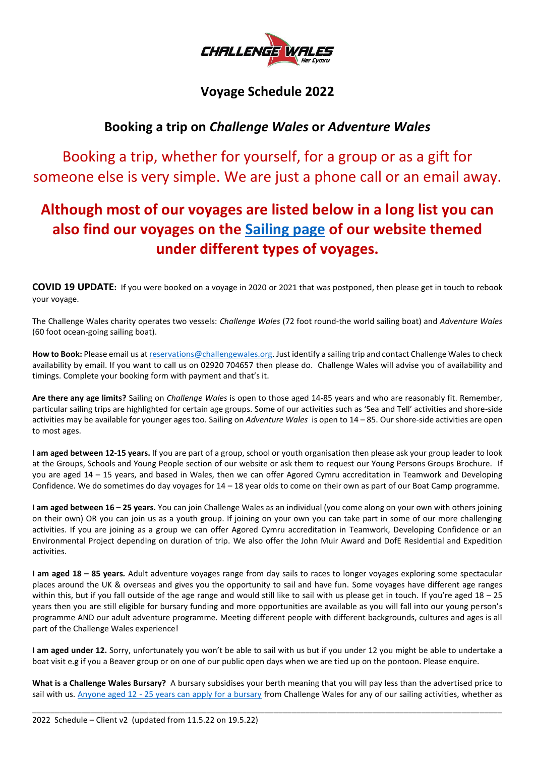# Voyage Schedule 2022

## Booking a trip on *Challenge Wales* or *Adventure Wales*

Booking a trip, whether for yourself, for a group or as a gift for someone else is very simple. We are just a phone call or an email away.

**Although most of our voyages are listed below in a long list you can also find our voyages on the Sailing page of our website themed under different types of voyages.**

**COVID 19 UPDATE:** If you were booked on a voyage in 2020 or 2021 that was postponed, then please get in touch to rebook your voyage.

The Challenge Wales charity operates two vessels: *Challenge Wales* (72 foot round-the world sailing boat) and *Adventure Wales* (60 foot ocean-going sailing boat).

**How to Book:** Please email us at reservations@challengewales.org. Just identify a sailing trip and contact Challenge Wales to check availability by email. If you want to call us on 02920 704657 then please do. Challenge Wales will advise you of availability and timings. Complete your booking form with payment and that's it.

**Are there any age limits?** Sailing on *Challenge Wales* is open to those aged 14-85 years and who are reasonably fit. Remember, particular sailing trips are highlighted for certain age groups. Some of our activities such as 'Sea and Tell' activities and shore-side activities may be available for younger ages too. Sailing on *Adventure Wales* is open to 14 – 85. Our shore-side activities are open to most ages.

**I am aged between 12-15 years.** If you are part of a group, school or youth organisation then please ask your group leader to look at the Groups, Schools and Young People section of our website or ask them to request our Young Persons Groups Brochure. If you are aged 14 – 15 years, and based in Wales, then we can offer Agored Cymru accreditation in Teamwork and Developing Confidence. We do sometimes do day voyages for 14 – 18 year olds to come on their own as part of our Boat Camp programme.

**I am aged between 16 – 25 years.** You can join Challenge Wales as an individual (you come along on your own with others joining on their own) OR you can join us as a youth group. If joining on your own you can take part in some of our more challenging activities. If you are joining as a group we can offer Agored Cymru accreditation in Teamwork, Developing Confidence or an Environmental Project depending on duration of trip. We also offer the John Muir Award and DofE Residential and Expedition activities.

**I am aged 18 – 85 years.** Adult adventure voyages range from day sails to races to longer voyages exploring some spectacular places around the UK & overseas and gives you the opportunity to sail and have fun. Some voyages have different age ranges within this, but if you fall outside of the age range and would still like to sail with us please get in touch. If you're aged 18 – 25 years then you are still eligible for bursary funding and more opportunities are available as you will fall into our young person's programme AND our adult adventure programme. Meeting different people with different backgrounds, cultures and ages is all part of the Challenge Wales experience!

**I am aged under 12.** Sorry, unfortunately you won't be able to sail with us but if you under 12 you might be able to undertake a boat visit e.g if you a Beaver group or on one of our public open days when we are tied up on the pontoon. Please enquire.

**What is a Challenge Wales Bursary?** A bursary subsidises your berth meaning that you will pay less than the advertised price to sail with us. Anyone aged 12 - 25 years can apply for a bursary from Challenge Wales for any of our sailing activities, whether as

2022 Schedule – Client v2 (updated from 11.5.22 on 19.5.22)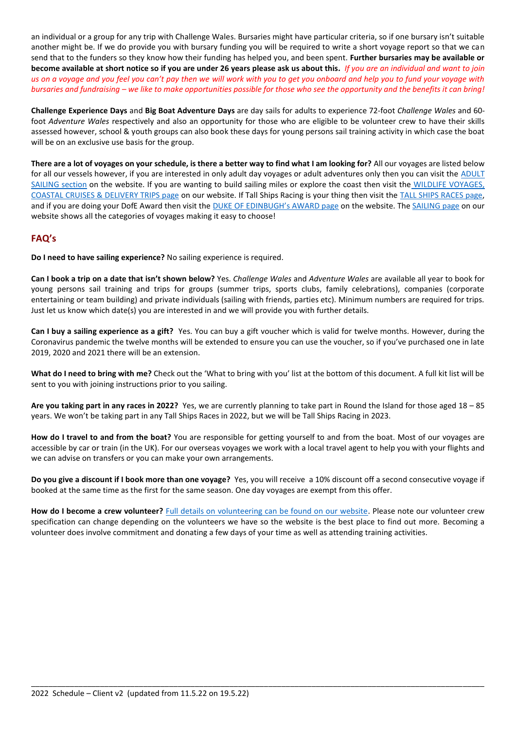an individual or a group for any trip with Challenge Wales. Bursaries might have particular criteria, so if one bursary isn't suitable another might be. If we do provide you with bursary funding you will be required to write a short voyage report so that we can send that to the funders so they know how their funding has helped you, and been spent. **Further bursaries may be available or become available at short notice so if you are under 26 years please ask us about this.** *If you are an individual and want to join us on a voyage and you feel you can't pay then we will work with you to get you onboard and help you to fund your voyage with bursaries and fundraising – we like to make opportunities possible for those who see the opportunity and the benefits it can bring!*

**Challenge Experience Days** and **Big Boat Adventure Days** are day sails for adults to experience 72-foot *Challenge Wales* and 60-foot *Adventure Wales* respectively and also an opportunity for those who are eligible to be volunteer crew to have their skills assessed however, school & youth groups can also book these days for young persons sail training activity in which case the boat will be on an exclusive use basis for the group.

**There are a lot of voyages on your schedule, is there a better way to find what I am looking for?** All our voyages are listed below for all our vessels however, if you are interested in only adult day voyages or adult adventures only then you can visit the ADULT SAILING section on the website. If you are wanting to build sailing miles or explore the coast then visit the WILDLIFE VOYAGES, COASTAL CRUISES & DELIVERY TRIPS page on our website. If Tall Ships Racing is your thing then visit the TALL SHIPS RACES page, and if you are doing your DofE Award then visit the DUKE OF EDINBUGH's AWARD page on the website. The SAILING page on our website shows all the categories of voyages making it easy to choose!

## FAQ's

**Do I need to have sailing experience?** No sailing experience is required.

**Can I book a trip on a date that isn't shown below?** Yes. *Challenge Wales* and *Adventure Wales* are available all year to book for young persons sail training and trips for groups (summer trips, sports clubs, family celebrations), companies (corporate entertaining or team building) and private individuals (sailing with friends, parties etc). Minimum numbers are required for trips. Just let us know which date(s) you are interested in and we will provide you with further details.

**Can I buy a sailing experience as a gift?** Yes. You can buy a gift voucher which is valid for twelve months. However, during the Coronavirus pandemic the twelve months will be extended to ensure you can use the voucher, so if you've purchased one in late 2019, 2020 and 2021 there will be an extension.

**What do I need to bring with me?** Check out the 'What to bring with you' list at the bottom of this document. A full kit list will be sent to you with joining instructions prior to you sailing.

**Are you taking part in any races in 2022?** Yes, we are currently planning to take part in Round the Island for those aged 18 – 85 years. We won't be taking part in any Tall Ships Races in 2022, but we will be Tall Ships Racing in 2023.

**How do I travel to and from the boat?** You are responsible for getting yourself to and from the boat. Most of our voyages are accessible by car or train (in the UK). For our overseas voyages we work with a local travel agent to help you with your flights and we can advise on transfers or you can make your own arrangements.

**Do you give a discount if I book more than one voyage?** Yes, you will receive a 10% discount off a second consecutive voyage if booked at the same time as the first for the same season. One day voyages are exempt from this offer.

**How do I become a crew volunteer?** Full details on volunteering can be found on our website. Please note our volunteer crew specification can change depending on the volunteers we have so the website is the best place to find out more. Becoming a volunteer does involve commitment and donating a few days of your time as well as attending training activities.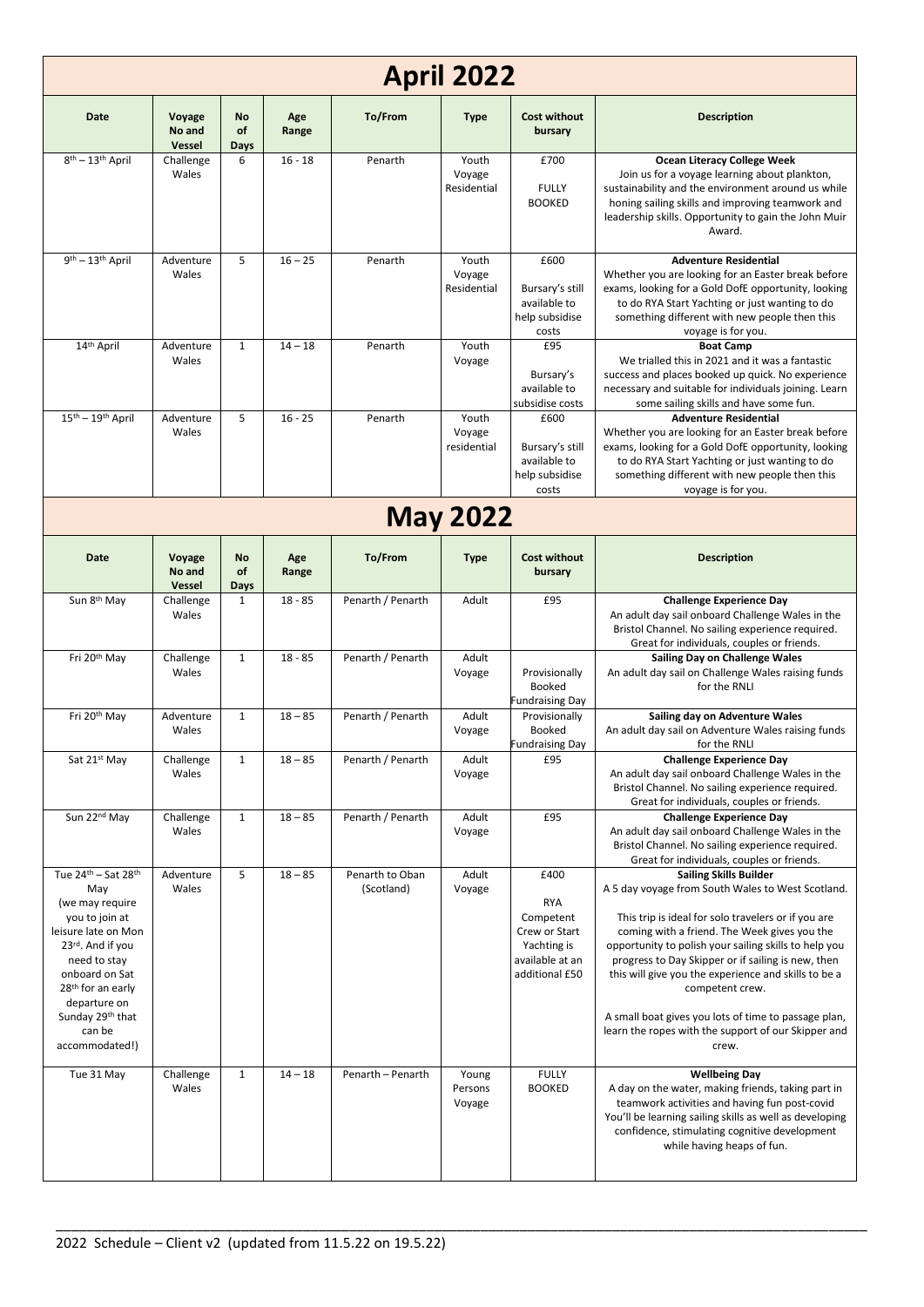# April 2022

| Date | Voyage No and Vessel | No of Days | Age Range | To/From | Type | Cost without bursary | Description |
|---|---|---|---|---|---|---|---|
| 8th – 13th April | Challenge Wales | 6 | 16 - 18 | Penarth | Youth Voyage Residential | £700<br><br>FULLY BOOKED | **Ocean Literacy College Week**<br>Join us for a voyage learning about plankton, sustainability and the environment around us while honing sailing skills and improving teamwork and leadership skills. Opportunity to gain the John Muir Award. |
| 9th – 13th April | Adventure Wales | 5 | 16 – 25 | Penarth | Youth Voyage Residential | £600<br><br>Bursary's still available to help subsidise costs | **Adventure Residential**<br>Whether you are looking for an Easter break before exams, looking for a Gold DofE opportunity, looking to do RYA Start Yachting or just wanting to do something different with new people then this voyage is for you. |
| 14th April | Adventure Wales | 1 | 14 – 18 | Penarth | Youth Voyage | £95<br><br>Bursary's available to subsidise costs | **Boat Camp**<br>We trialled this in 2021 and it was a fantastic success and places booked up quick. No experience necessary and suitable for individuals joining. Learn some sailing skills and have some fun. |
| 15th – 19th April | Adventure Wales | 5 | 16 - 25 | Penarth | Youth Voyage residential | £600<br><br>Bursary's still available to help subsidise costs | **Adventure Residential**<br>Whether you are looking for an Easter break before exams, looking for a Gold DofE opportunity, looking to do RYA Start Yachting or just wanting to do something different with new people then this voyage is for you. |

# May 2022

| Date | Voyage No and Vessel | No of Days | Age Range | To/From | Type | Cost without bursary | Description |
|---|---|---|---|---|---|---|---|
| Sun 8th May | Challenge Wales | 1 | 18 - 85 | Penarth / Penarth | Adult | £95 | **Challenge Experience Day**<br>An adult day sail onboard Challenge Wales in the Bristol Channel. No sailing experience required. Great for individuals, couples or friends. |
| Fri 20th May | Challenge Wales | 1 | 18 - 85 | Penarth / Penarth | Adult Voyage | Provisionally Booked Fundraising Day | **Sailing Day on Challenge Wales**<br>An adult day sail on Challenge Wales raising funds for the RNLI |
| Fri 20th May | Adventure Wales | 1 | 18 – 85 | Penarth / Penarth | Adult Voyage | Provisionally Booked Fundraising Day | **Sailing day on Adventure Wales**<br>An adult day sail on Adventure Wales raising funds for the RNLI |
| Sat 21st May | Challenge Wales | 1 | 18 – 85 | Penarth / Penarth | Adult Voyage | £95 | **Challenge Experience Day**<br>An adult day sail onboard Challenge Wales in the Bristol Channel. No sailing experience required. Great for individuals, couples or friends. |
| Sun 22nd May | Challenge Wales | 1 | 18 – 85 | Penarth / Penarth | Adult Voyage | £95 | **Challenge Experience Day**<br>An adult day sail onboard Challenge Wales in the Bristol Channel. No sailing experience required. Great for individuals, couples or friends. |
| Tue 24th – Sat 28th May<br>(we may require you to join at leisure late on Mon 23rd. And if you need to stay onboard on Sat 28th for an early departure on Sunday 29th that can be accommodated!) | Adventure Wales | 5 | 18 – 85 | Penarth to Oban (Scotland) | Adult Voyage | £400<br><br>RYA Competent Crew or Start Yachting is available at an additional £50 | **Sailing Skills Builder**<br>A 5 day voyage from South Wales to West Scotland.<br><br>This trip is ideal for solo travelers or if you are coming with a friend. The Week gives you the opportunity to polish your sailing skills to help you progress to Day Skipper or if sailing is new, then this will give you the experience and skills to be a competent crew.<br><br>A small boat gives you lots of time to passage plan, learn the ropes with the support of our Skipper and crew. |
| Tue 31 May | Challenge Wales | 1 | 14 – 18 | Penarth – Penarth | Young Persons Voyage | FULLY BOOKED | **Wellbeing Day**<br>A day on the water, making friends, taking part in teamwork activities and having fun post-covid You'll be learning sailing skills as well as developing confidence, stimulating cognitive development while having heaps of fun. |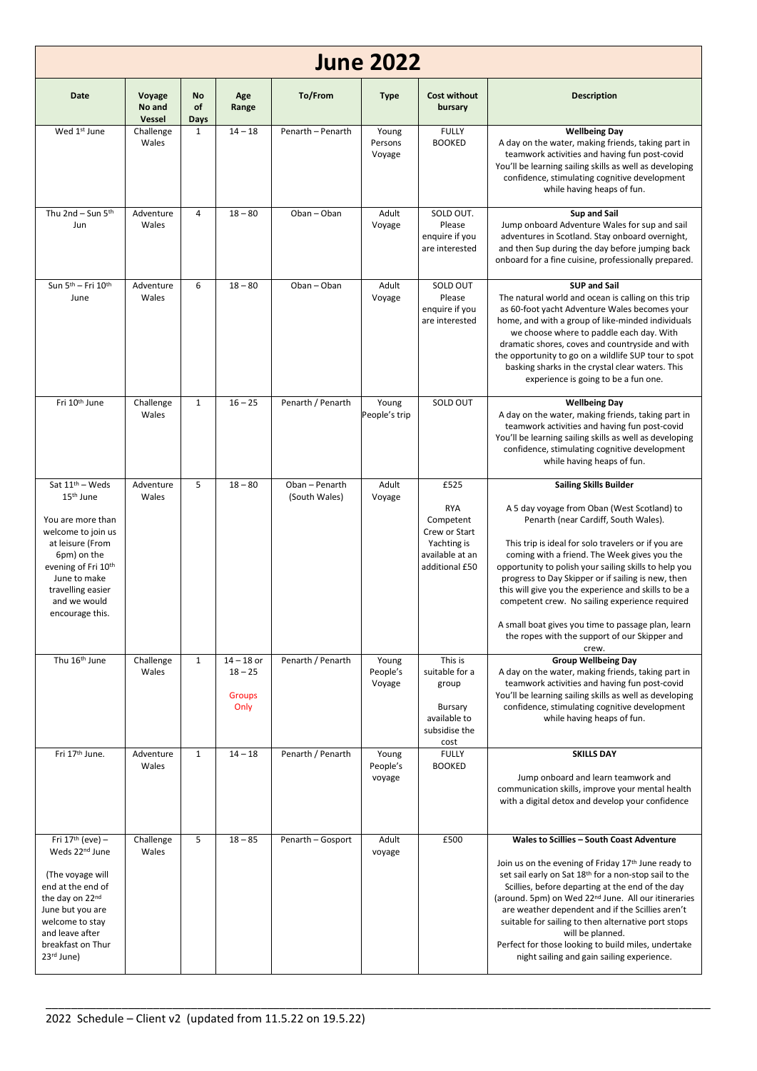# June 2022

| Date | Voyage No and Vessel | No of Days | Age Range | To/From | Type | Cost without bursary | Description |
|---|---|---|---|---|---|---|---|
| Wed 1st June | Challenge Wales | 1 | 14 – 18 | Penarth – Penarth | Young Persons Voyage | FULLY BOOKED | **Wellbeing Day** A day on the water, making friends, taking part in teamwork activities and having fun post-covid You'll be learning sailing skills as well as developing confidence, stimulating cognitive development while having heaps of fun. |
| Thu 2nd – Sun 5th Jun | Adventure Wales | 4 | 18 – 80 | Oban – Oban | Adult Voyage | SOLD OUT. Please enquire if you are interested | **Sup and Sail** Jump onboard Adventure Wales for sup and sail adventures in Scotland. Stay onboard overnight, and then Sup during the day before jumping back onboard for a fine cuisine, professionally prepared. |
| Sun 5th – Fri 10th June | Adventure Wales | 6 | 18 – 80 | Oban – Oban | Adult Voyage | SOLD OUT Please enquire if you are interested | **SUP and Sail** The natural world and ocean is calling on this trip as 60-foot yacht Adventure Wales becomes your home, and with a group of like-minded individuals we choose where to paddle each day. With dramatic shores, coves and countryside and with the opportunity to go on a wildlife SUP tour to spot basking sharks in the crystal clear waters. This experience is going to be a fun one. |
| Fri 10th June | Challenge Wales | 1 | 16 – 25 | Penarth / Penarth | Young People's trip | SOLD OUT | **Wellbeing Day** A day on the water, making friends, taking part in teamwork activities and having fun post-covid You'll be learning sailing skills as well as developing confidence, stimulating cognitive development while having heaps of fun. |
| Sat 11th – Weds 15th June<br><br>You are more than welcome to join us at leisure (From 6pm) on the evening of Fri 10th June to make travelling easier and we would encourage this. | Adventure Wales | 5 | 18 – 80 | Oban – Penarth (South Wales) | Adult Voyage | £525<br><br>RYA Competent Crew or Start Yachting is available at an additional £50 | **Sailing Skills Builder**<br><br>A 5 day voyage from Oban (West Scotland) to Penarth (near Cardiff, South Wales).<br><br>This trip is ideal for solo travelers or if you are coming with a friend. The Week gives you the opportunity to polish your sailing skills to help you progress to Day Skipper or if sailing is new, then this will give you the experience and skills to be a competent crew. No sailing experience required<br><br>A small boat gives you time to passage plan, learn the ropes with the support of our Skipper and crew. |
| Thu 16th June | Challenge Wales | 1 | 14 – 18 or 18 – 25<br><br>Groups Only | Penarth / Penarth | Young People's Voyage | This is suitable for a group<br><br>Bursary available to subsidise the cost | **Group Wellbeing Day** A day on the water, making friends, taking part in teamwork activities and having fun post-covid You'll be learning sailing skills as well as developing confidence, stimulating cognitive development while having heaps of fun. |
| Fri 17th June. | Adventure Wales | 1 | 14 – 18 | Penarth / Penarth | Young People's voyage | FULLY BOOKED | **SKILLS DAY**<br><br>Jump onboard and learn teamwork and communication skills, improve your mental health with a digital detox and develop your confidence |
| Fri 17th (eve) – Weds 22nd June<br><br>(The voyage will end at the end of the day on 22nd June but you are welcome to stay and leave after breakfast on Thur 23rd June) | Challenge Wales | 5 | 18 – 85 | Penarth – Gosport | Adult voyage | £500 | **Wales to Scillies – South Coast Adventure**<br><br>Join us on the evening of Friday 17th June ready to set sail early on Sat 18th for a non-stop sail to the Scillies, before departing at the end of the day (around. 5pm) on Wed 22nd June. All our itineraries are weather dependent and if the Scillies aren't suitable for sailing to then alternative port stops will be planned.<br>Perfect for those looking to build miles, undertake night sailing and gain sailing experience. |

2022 Schedule – Client v2 (updated from 11.5.22 on 19.5.22)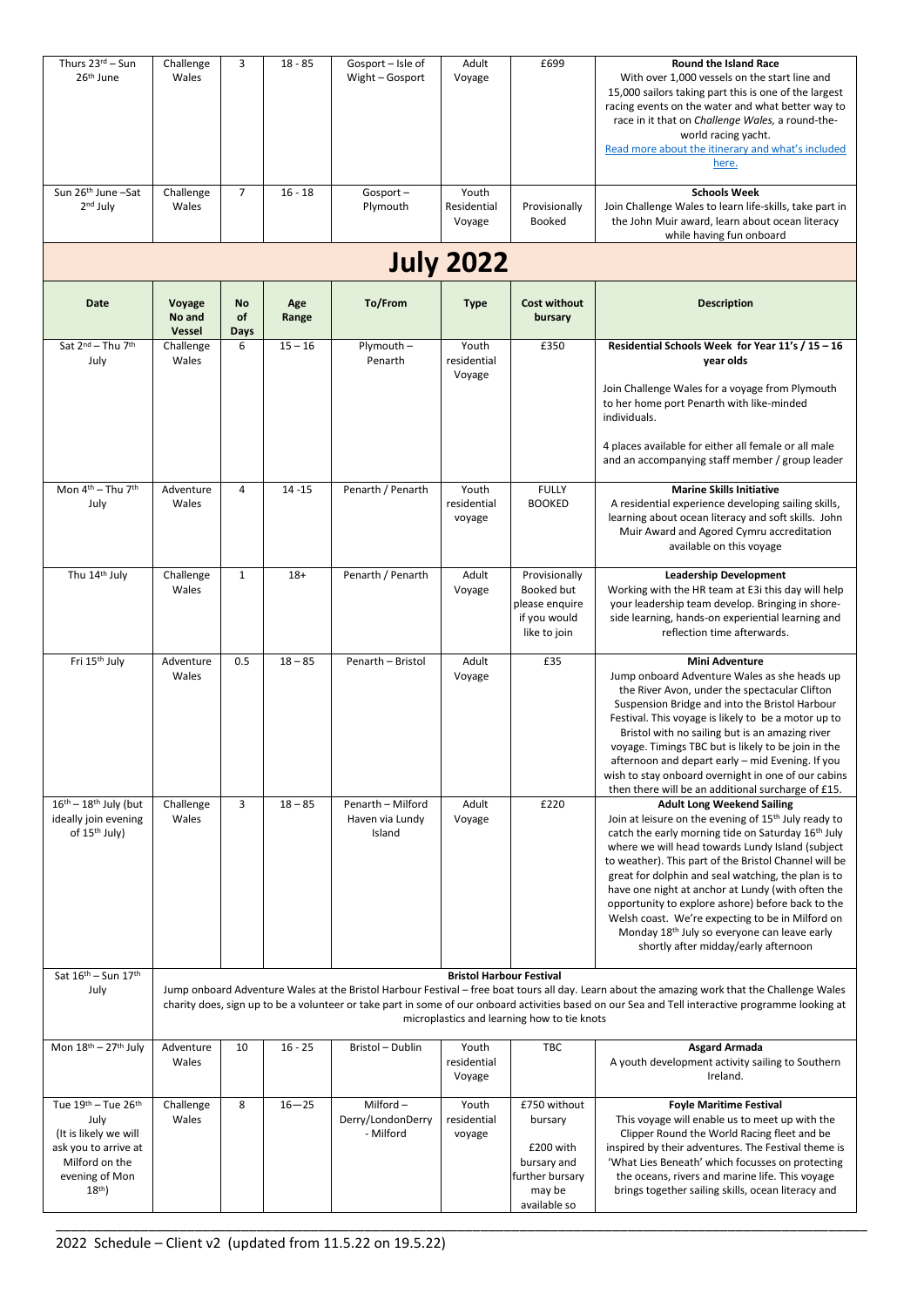| | | | | | | | |
|---|---|---|---|---|---|---|---|
| Thurs 23rd – Sun 26th June | Challenge Wales | 3 | 18 - 85 | Gosport – Isle of Wight – Gosport | Adult Voyage | £699 | **Round the Island Race** With over 1,000 vessels on the start line and 15,000 sailors taking part this is one of the largest racing events on the water and what better way to race in it that on *Challenge Wales,* a round-the-world racing yacht. [Read more about the itinerary and what's included here.]() |
| Sun 26th June –Sat 2nd July | Challenge Wales | 7 | 16 - 18 | Gosport – Plymouth | Youth Residential Voyage | Provisionally Booked | **Schools Week** Join Challenge Wales to learn life-skills, take part in the John Muir award, learn about ocean literacy while having fun onboard |

# July 2022

| Date | Voyage No and Vessel | No of Days | Age Range | To/From | Type | Cost without bursary | Description |
|---|---|---|---|---|---|---|---|
| Sat 2nd – Thu 7th July | Challenge Wales | 6 | 15 – 16 | Plymouth – Penarth | Youth residential Voyage | £350 | **Residential Schools Week for Year 11's / 15 – 16 year olds** Join Challenge Wales for a voyage from Plymouth to her home port Penarth with like-minded individuals. 4 places available for either all female or all male and an accompanying staff member / group leader |
| Mon 4th – Thu 7th July | Adventure Wales | 4 | 14 -15 | Penarth / Penarth | Youth residential voyage | FULLY BOOKED | **Marine Skills Initiative** A residential experience developing sailing skills, learning about ocean literacy and soft skills. John Muir Award and Agored Cymru accreditation available on this voyage |
| Thu 14th July | Challenge Wales | 1 | 18+ | Penarth / Penarth | Adult Voyage | Provisionally Booked but please enquire if you would like to join | **Leadership Development** Working with the HR team at E3i this day will help your leadership team develop. Bringing in shore-side learning, hands-on experiential learning and reflection time afterwards. |
| Fri 15th July | Adventure Wales | 0.5 | 18 – 85 | Penarth – Bristol | Adult Voyage | £35 | **Mini Adventure** Jump onboard Adventure Wales as she heads up the River Avon, under the spectacular Clifton Suspension Bridge and into the Bristol Harbour Festival. This voyage is likely to be a motor up to Bristol with no sailing but is an amazing river voyage. Timings TBC but is likely to be join in the afternoon and depart early – mid Evening. If you wish to stay onboard overnight in one of our cabins then there will be an additional surcharge of £15. |
| 16th – 18th July (but ideally join evening of 15th July) | Challenge Wales | 3 | 18 – 85 | Penarth – Milford Haven via Lundy Island | Adult Voyage | £220 | **Adult Long Weekend Sailing** Join at leisure on the evening of 15th July ready to catch the early morning tide on Saturday 16th July where we will head towards Lundy Island (subject to weather). This part of the Bristol Channel will be great for dolphin and seal watching, the plan is to have one night at anchor at Lundy (with often the opportunity to explore ashore) before back to the Welsh coast. We're expecting to be in Milford on Monday 18th July so everyone can leave early shortly after midday/early afternoon |
| Sat 16th – Sun 17th July | **Bristol Harbour Festival** Jump onboard Adventure Wales at the Bristol Harbour Festival – free boat tours all day. Learn about the amazing work that the Challenge Wales charity does, sign up to be a volunteer or take part in some of our onboard activities based on our Sea and Tell interactive programme looking at microplastics and learning how to tie knots | | | | | | |
| Mon 18th – 27th July | Adventure Wales | 10 | 16 - 25 | Bristol – Dublin | Youth residential Voyage | TBC | **Asgard Armada** A youth development activity sailing to Southern Ireland. |
| Tue 19th – Tue 26th July (It is likely we will ask you to arrive at Milford on the evening of Mon 18th) | Challenge Wales | 8 | 16—25 | Milford – Derry/LondonDerry - Milford | Youth residential voyage | £750 without bursary £200 with bursary and further bursary may be available so | **Foyle Maritime Festival** This voyage will enable us to meet up with the Clipper Round the World Racing fleet and be inspired by their adventures. The Festival theme is 'What Lies Beneath' which focusses on protecting the oceans, rivers and marine life. This voyage brings together sailing skills, ocean literacy and |

2022 Schedule – Client v2 (updated from 11.5.22 on 19.5.22)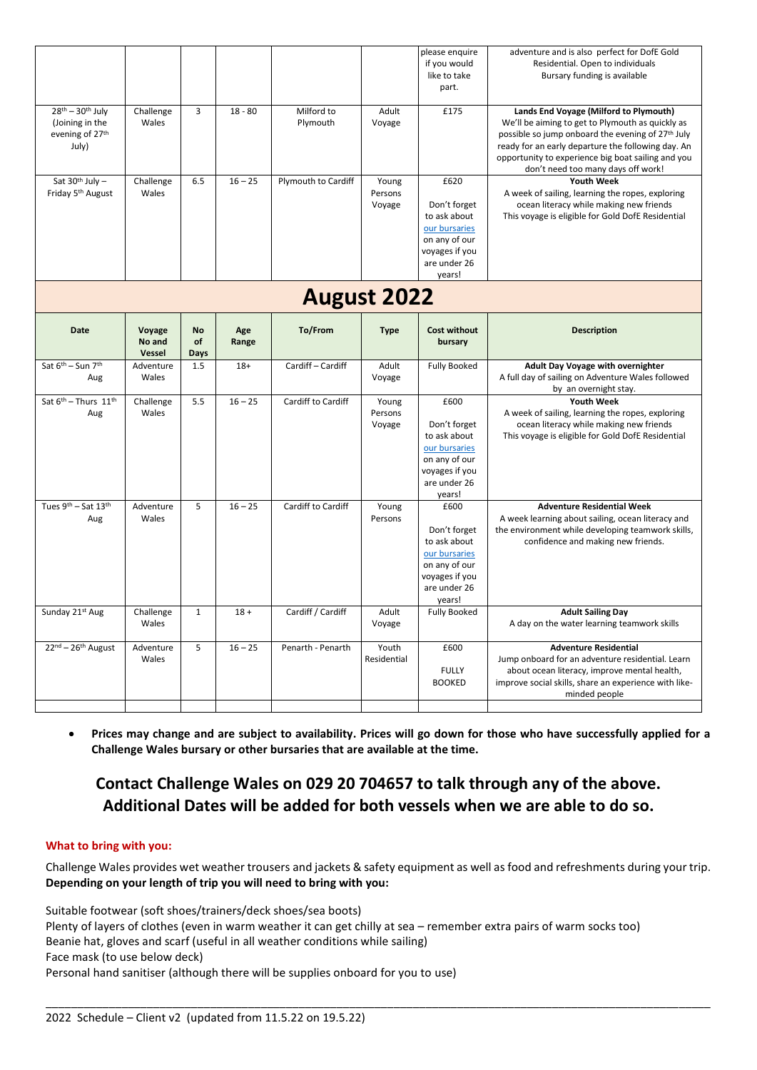| | | | | | | | |
|---|---|---|---|---|---|---|---|
| | | | | | | please enquire if you would like to take part. | adventure and is also perfect for DofE Gold Residential. Open to individuals Bursary funding is available |
| 28th – 30th July (Joining in the evening of 27th July) | Challenge Wales | 3 | 18 - 80 | Milford to Plymouth | Adult Voyage | £175 | **Lands End Voyage (Milford to Plymouth)** We'll be aiming to get to Plymouth as quickly as possible so jump onboard the evening of 27th July ready for an early departure the following day. An opportunity to experience big boat sailing and you don't need too many days off work! |
| Sat 30th July – Friday 5th August | Challenge Wales | 6.5 | 16 – 25 | Plymouth to Cardiff | Young Persons Voyage | £620 Don't forget to ask about our bursaries on any of our voyages if you are under 26 years! | **Youth Week** A week of sailing, learning the ropes, exploring ocean literacy while making new friends This voyage is eligible for Gold DofE Residential |

# August 2022

| Date | Voyage No and Vessel | No of Days | Age Range | To/From | Type | Cost without bursary | Description |
|---|---|---|---|---|---|---|---|
| Sat 6th – Sun 7th Aug | Adventure Wales | 1.5 | 18+ | Cardiff – Cardiff | Adult Voyage | Fully Booked | **Adult Day Voyage with overnighter** A full day of sailing on Adventure Wales followed by an overnight stay. |
| Sat 6th – Thurs 11th Aug | Challenge Wales | 5.5 | 16 – 25 | Cardiff to Cardiff | Young Persons Voyage | £600 Don't forget to ask about our bursaries on any of our voyages if you are under 26 years! | **Youth Week** A week of sailing, learning the ropes, exploring ocean literacy while making new friends This voyage is eligible for Gold DofE Residential |
| Tues 9th – Sat 13th Aug | Adventure Wales | 5 | 16 – 25 | Cardiff to Cardiff | Young Persons | £600 Don't forget to ask about our bursaries on any of our voyages if you are under 26 years! | **Adventure Residential Week** A week learning about sailing, ocean literacy and the environment while developing teamwork skills, confidence and making new friends. |
| Sunday 21st Aug | Challenge Wales | 1 | 18 + | Cardiff / Cardiff | Adult Voyage | Fully Booked | **Adult Sailing Day** A day on the water learning teamwork skills |
| 22nd – 26th August | Adventure Wales | 5 | 16 – 25 | Penarth - Penarth | Youth Residential | £600 FULLY BOOKED | **Adventure Residential** Jump onboard for an adventure residential. Learn about ocean literacy, improve mental health, improve social skills, share an experience with like-minded people |
| | | | | | | | |

- **Prices may change and are subject to availability. Prices will go down for those who have successfully applied for a Challenge Wales bursary or other bursaries that are available at the time.**

## Contact Challenge Wales on 029 20 704657 to talk through any of the above. Additional Dates will be added for both vessels when we are able to do so.

**What to bring with you:**

Challenge Wales provides wet weather trousers and jackets & safety equipment as well as food and refreshments during your trip. **Depending on your length of trip you will need to bring with you:**

Suitable footwear (soft shoes/trainers/deck shoes/sea boots)
Plenty of layers of clothes (even in warm weather it can get chilly at sea – remember extra pairs of warm socks too)
Beanie hat, gloves and scarf (useful in all weather conditions while sailing)
Face mask (to use below deck)
Personal hand sanitiser (although there will be supplies onboard for you to use)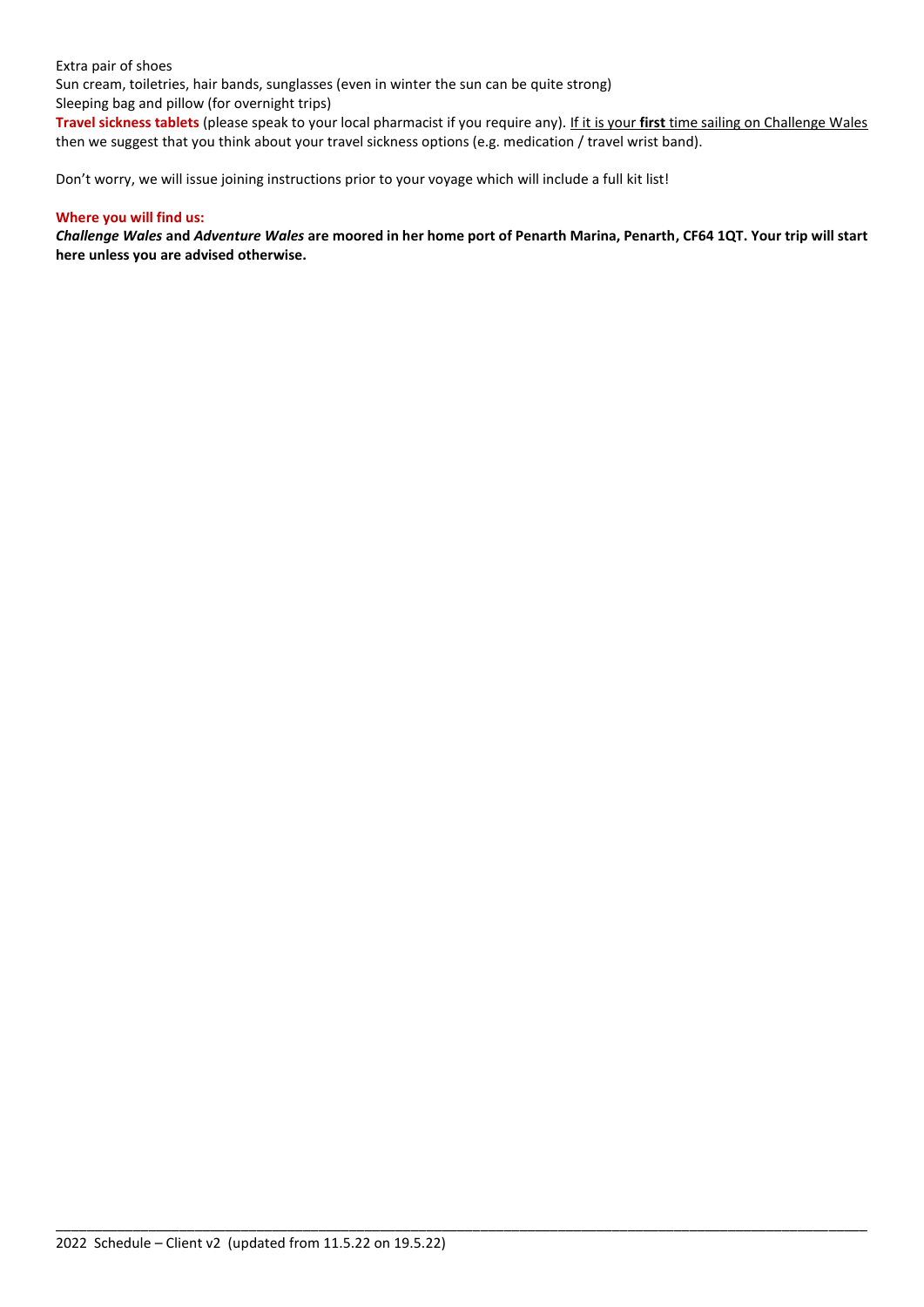Extra pair of shoes
Sun cream, toiletries, hair bands, sunglasses (even in winter the sun can be quite strong)
Sleeping bag and pillow (for overnight trips)
**Travel sickness tablets** (please speak to your local pharmacist if you require any). If it is your **first** time sailing on Challenge Wales then we suggest that you think about your travel sickness options (e.g. medication / travel wrist band).

Don't worry, we will issue joining instructions prior to your voyage which will include a full kit list!

**Where you will find us:**

***Challenge Wales*** **and** ***Adventure Wales*** **are moored in her home port of Penarth Marina, Penarth, CF64 1QT. Your trip will start here unless you are advised otherwise.**